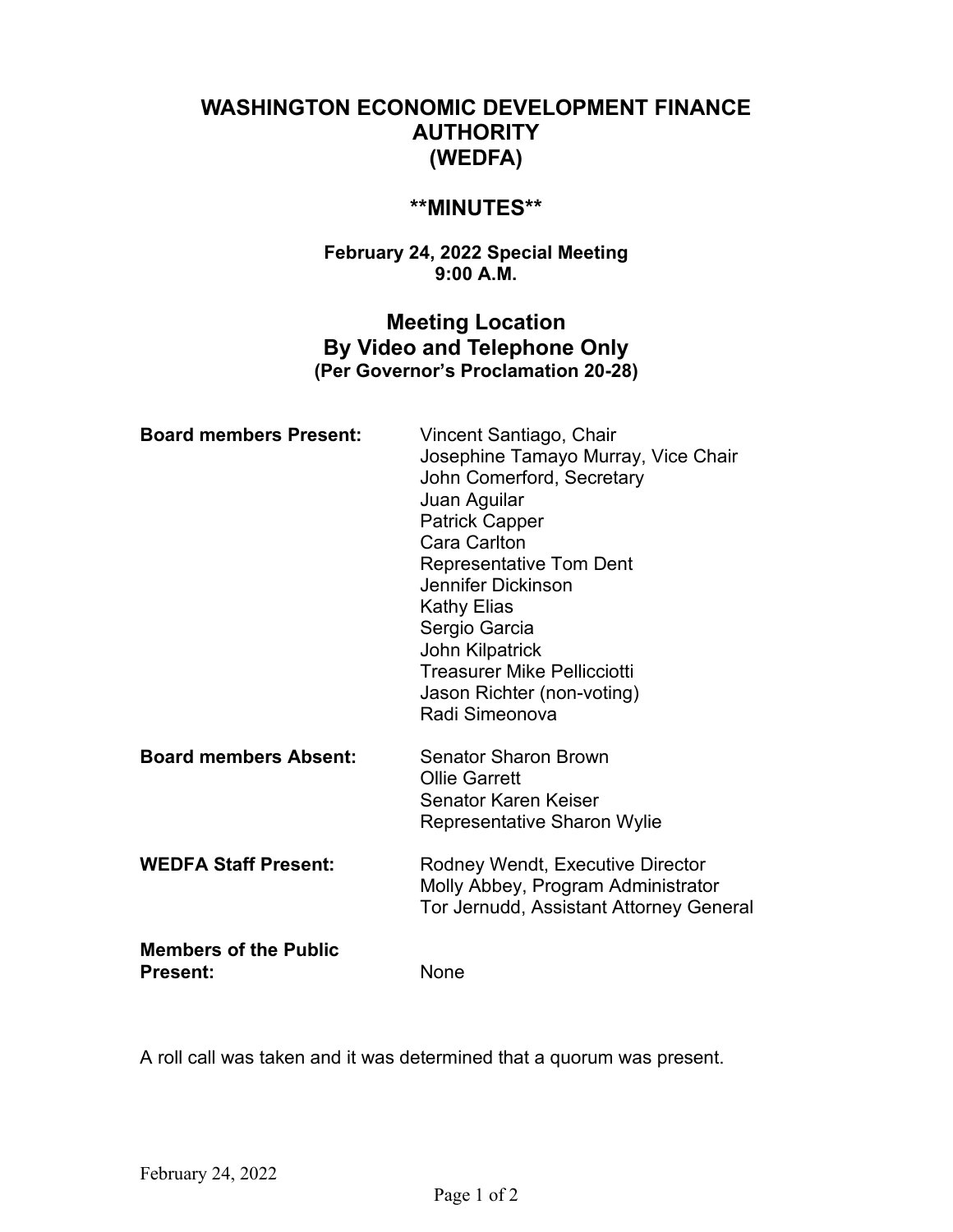# WASHINGTON ECONOMIC DEVELOPMENT FINANCE AUTHORITY (WEDFA)

## **MINUTES**

**February 24, 2022 Special Meeting**
**9:00 A.M.**

## Meeting Location
## By Video and Telephone Only
**(Per Governor's Proclamation 20-28)**

**Board members Present:**
Vincent Santiago, Chair
Josephine Tamayo Murray, Vice Chair
John Comerford, Secretary
Juan Aguilar
Patrick Capper
Cara Carlton
Representative Tom Dent
Jennifer Dickinson
Kathy Elias
Sergio Garcia
John Kilpatrick
Treasurer Mike Pellicciotti
Jason Richter (non-voting)
Radi Simeonova

**Board members Absent:**
Senator Sharon Brown
Ollie Garrett
Senator Karen Keiser
Representative Sharon Wylie

**WEDFA Staff Present:**
Rodney Wendt, Executive Director
Molly Abbey, Program Administrator
Tor Jernudd, Assistant Attorney General

**Members of the Public Present:**
None

A roll call was taken and it was determined that a quorum was present.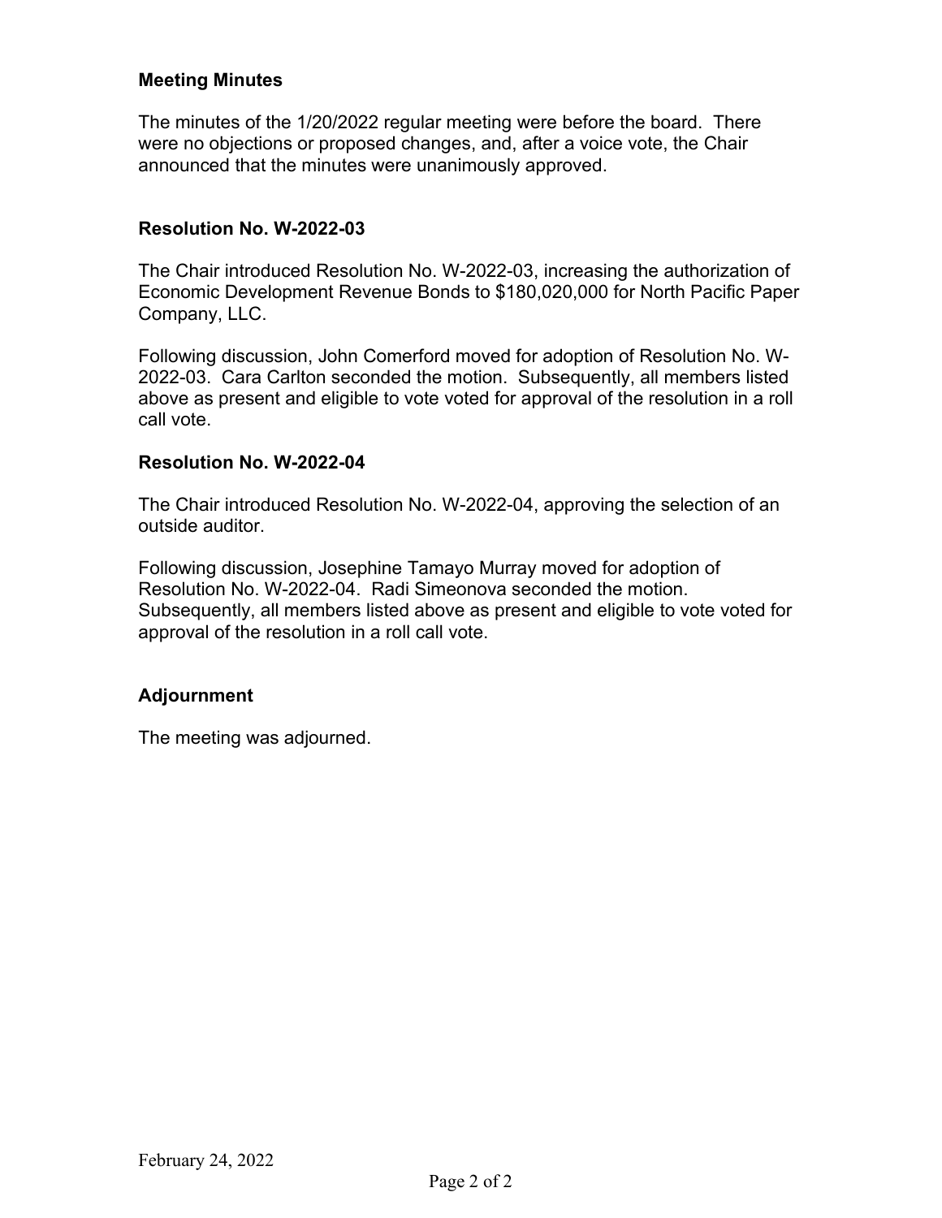## Meeting Minutes

The minutes of the 1/20/2022 regular meeting were before the board. There were no objections or proposed changes, and, after a voice vote, the Chair announced that the minutes were unanimously approved.

## Resolution No. W-2022-03

The Chair introduced Resolution No. W-2022-03, increasing the authorization of Economic Development Revenue Bonds to $180,020,000 for North Pacific Paper Company, LLC.

Following discussion, John Comerford moved for adoption of Resolution No. W-2022-03. Cara Carlton seconded the motion. Subsequently, all members listed above as present and eligible to vote voted for approval of the resolution in a roll call vote.

## Resolution No. W-2022-04

The Chair introduced Resolution No. W-2022-04, approving the selection of an outside auditor.

Following discussion, Josephine Tamayo Murray moved for adoption of Resolution No. W-2022-04. Radi Simeonova seconded the motion. Subsequently, all members listed above as present and eligible to vote voted for approval of the resolution in a roll call vote.

## Adjournment

The meeting was adjourned.

February 24, 2022